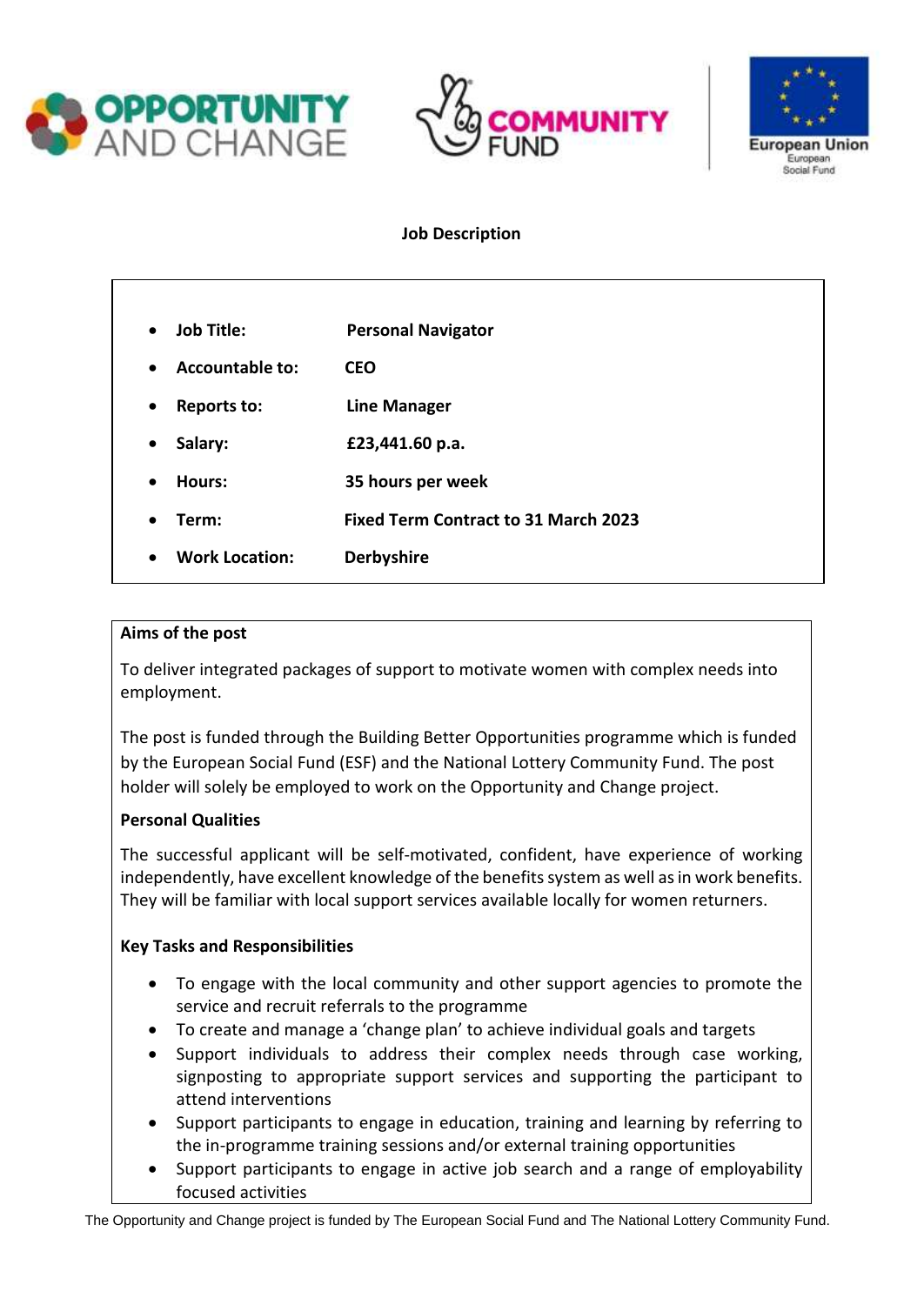# Job Description

- **Job Title:** **Personal Navigator**
- **Accountable to:** **CEO**
- **Reports to:** **Line Manager**
- **Salary:** **£23,441.60 p.a.**
- **Hours:** **35 hours per week**
- **Term:** **Fixed Term Contract to 31 March 2023**
- **Work Location:** **Derbyshire**

## Aims of the post

To deliver integrated packages of support to motivate women with complex needs into employment.

The post is funded through the Building Better Opportunities programme which is funded by the European Social Fund (ESF) and the National Lottery Community Fund. The post holder will solely be employed to work on the Opportunity and Change project.

### Personal Qualities

The successful applicant will be self-motivated, confident, have experience of working independently, have excellent knowledge of the benefits system as well as in work benefits. They will be familiar with local support services available locally for women returners.

### Key Tasks and Responsibilities

- To engage with the local community and other support agencies to promote the service and recruit referrals to the programme
- To create and manage a 'change plan' to achieve individual goals and targets
- Support individuals to address their complex needs through case working, signposting to appropriate support services and supporting the participant to attend interventions
- Support participants to engage in education, training and learning by referring to the in-programme training sessions and/or external training opportunities
- Support participants to engage in active job search and a range of employability focused activities

The Opportunity and Change project is funded by The European Social Fund and The National Lottery Community Fund.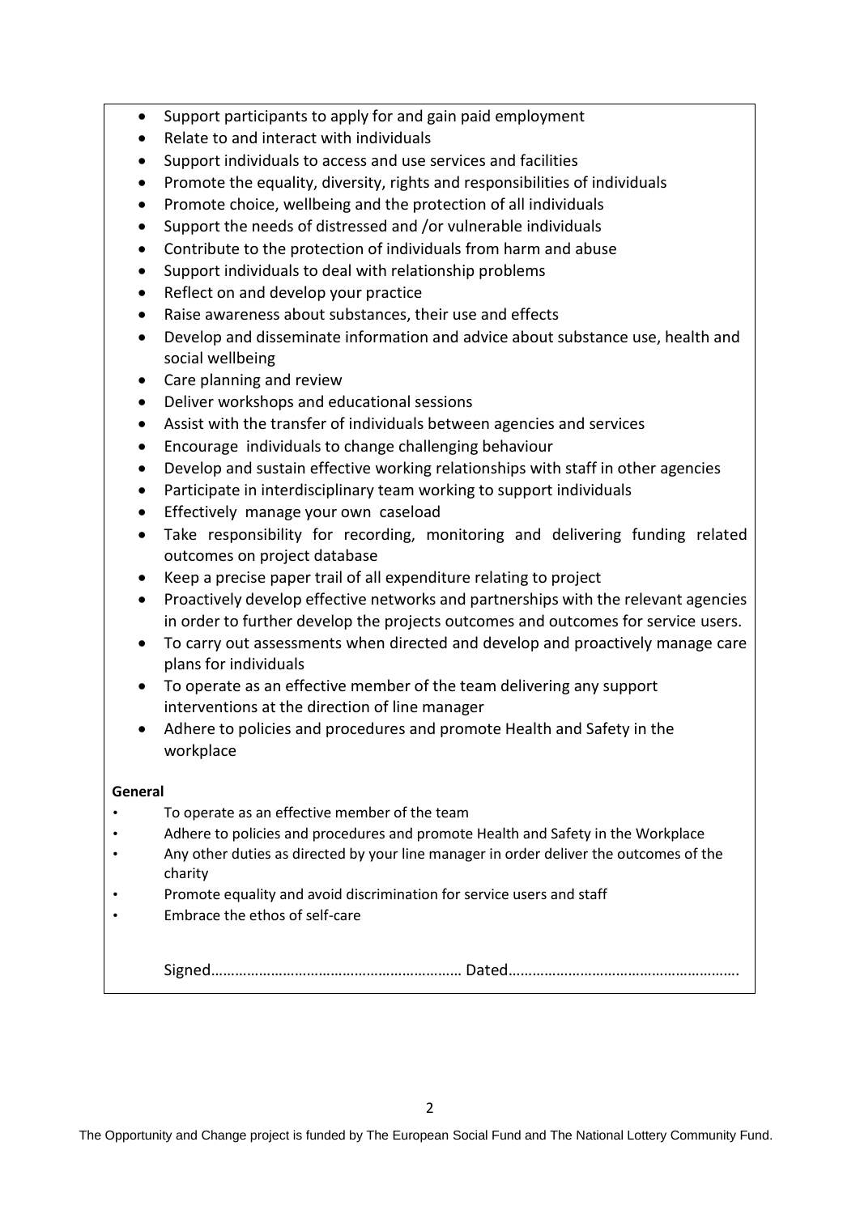- Support participants to apply for and gain paid employment
- Relate to and interact with individuals
- Support individuals to access and use services and facilities
- Promote the equality, diversity, rights and responsibilities of individuals
- Promote choice, wellbeing and the protection of all individuals
- Support the needs of distressed and /or vulnerable individuals
- Contribute to the protection of individuals from harm and abuse
- Support individuals to deal with relationship problems
- Reflect on and develop your practice
- Raise awareness about substances, their use and effects
- Develop and disseminate information and advice about substance use, health and social wellbeing
- Care planning and review
- Deliver workshops and educational sessions
- Assist with the transfer of individuals between agencies and services
- Encourage individuals to change challenging behaviour
- Develop and sustain effective working relationships with staff in other agencies
- Participate in interdisciplinary team working to support individuals
- Effectively manage your own caseload
- Take responsibility for recording, monitoring and delivering funding related outcomes on project database
- Keep a precise paper trail of all expenditure relating to project
- Proactively develop effective networks and partnerships with the relevant agencies in order to further develop the projects outcomes and outcomes for service users.
- To carry out assessments when directed and develop and proactively manage care plans for individuals
- To operate as an effective member of the team delivering any support interventions at the direction of line manager
- Adhere to policies and procedures and promote Health and Safety in the workplace

**General**

- To operate as an effective member of the team
- Adhere to policies and procedures and promote Health and Safety in the Workplace
- Any other duties as directed by your line manager in order deliver the outcomes of the charity
- Promote equality and avoid discrimination for service users and staff
- Embrace the ethos of self-care

Signed……………………………………………………… Dated…………………………………………………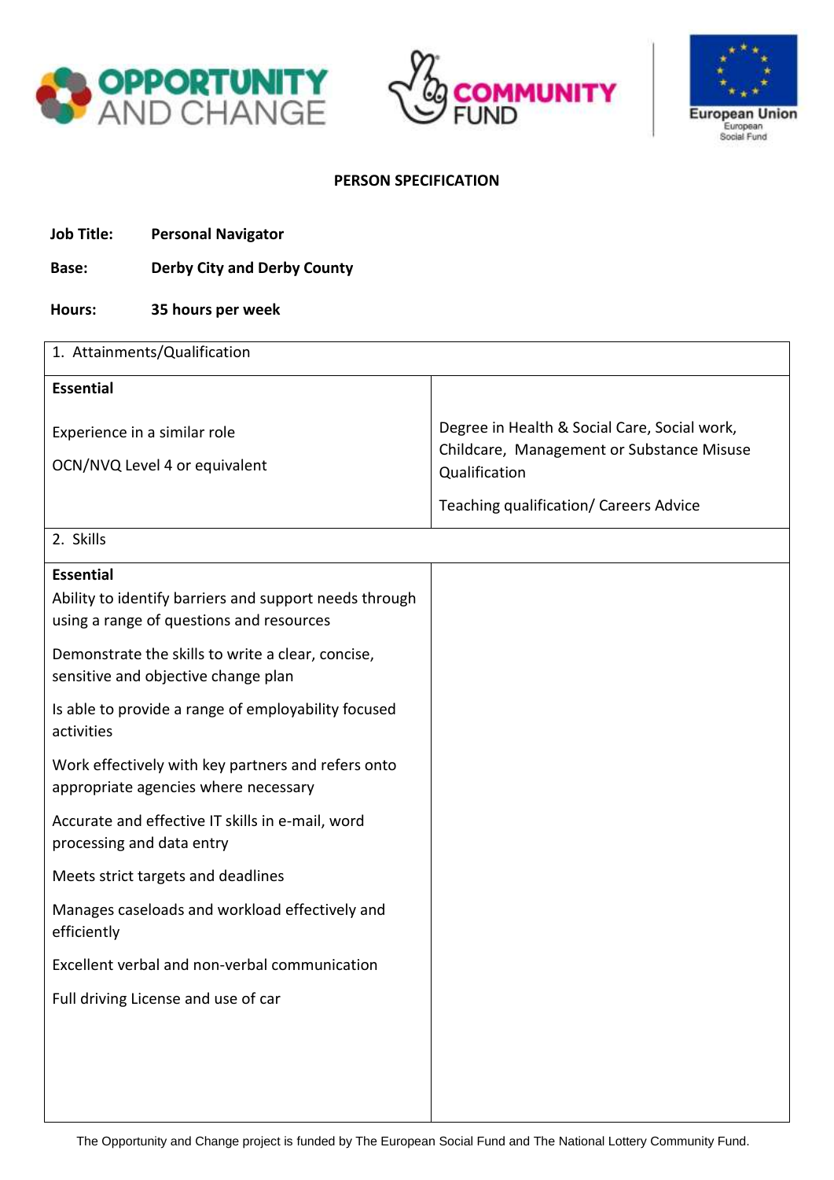## PERSON SPECIFICATION

**Job Title:** **Personal Navigator**

**Base:** **Derby City and Derby County**

**Hours:** **35 hours per week**

| 1. Attainments/Qualification | |
|---|---|
| **Essential**<br><br>Experience in a similar role<br><br>OCN/NVQ Level 4 or equivalent | Degree in Health & Social Care, Social work, Childcare, Management or Substance Misuse Qualification<br><br>Teaching qualification/ Careers Advice |
| 2. Skills | |
| **Essential**<br>Ability to identify barriers and support needs through using a range of questions and resources<br><br>Demonstrate the skills to write a clear, concise, sensitive and objective change plan<br><br>Is able to provide a range of employability focused activities<br><br>Work effectively with key partners and refers onto appropriate agencies where necessary<br><br>Accurate and effective IT skills in e-mail, word processing and data entry<br><br>Meets strict targets and deadlines<br><br>Manages caseloads and workload effectively and efficiently<br><br>Excellent verbal and non-verbal communication<br><br>Full driving License and use of car | |

The Opportunity and Change project is funded by The European Social Fund and The National Lottery Community Fund.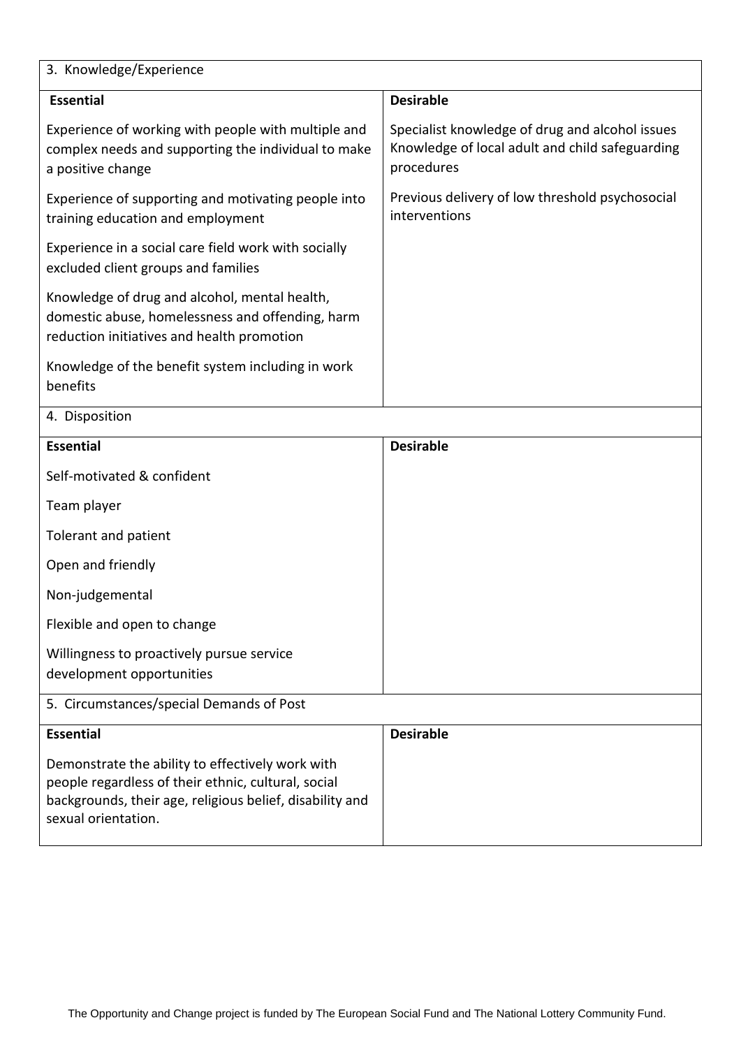| 3. Knowledge/Experience | |
|---|---|
| **Essential** | **Desirable** |
| Experience of working with people with multiple and complex needs and supporting the individual to make a positive change<br><br>Experience of supporting and motivating people into training education and employment<br><br>Experience in a social care field work with socially excluded client groups and families<br><br>Knowledge of drug and alcohol, mental health, domestic abuse, homelessness and offending, harm reduction initiatives and health promotion<br><br>Knowledge of the benefit system including in work benefits | Specialist knowledge of drug and alcohol issues<br>Knowledge of local adult and child safeguarding procedures<br><br>Previous delivery of low threshold psychosocial interventions |

| 4. Disposition | |
|---|---|
| **Essential** | **Desirable** |
| Self-motivated & confident<br><br>Team player<br><br>Tolerant and patient<br><br>Open and friendly<br><br>Non-judgemental<br><br>Flexible and open to change<br><br>Willingness to proactively pursue service development opportunities | |

| 5. Circumstances/special Demands of Post | |
|---|---|
| **Essential** | **Desirable** |
| Demonstrate the ability to effectively work with people regardless of their ethnic, cultural, social backgrounds, their age, religious belief, disability and sexual orientation. | |

The Opportunity and Change project is funded by The European Social Fund and The National Lottery Community Fund.